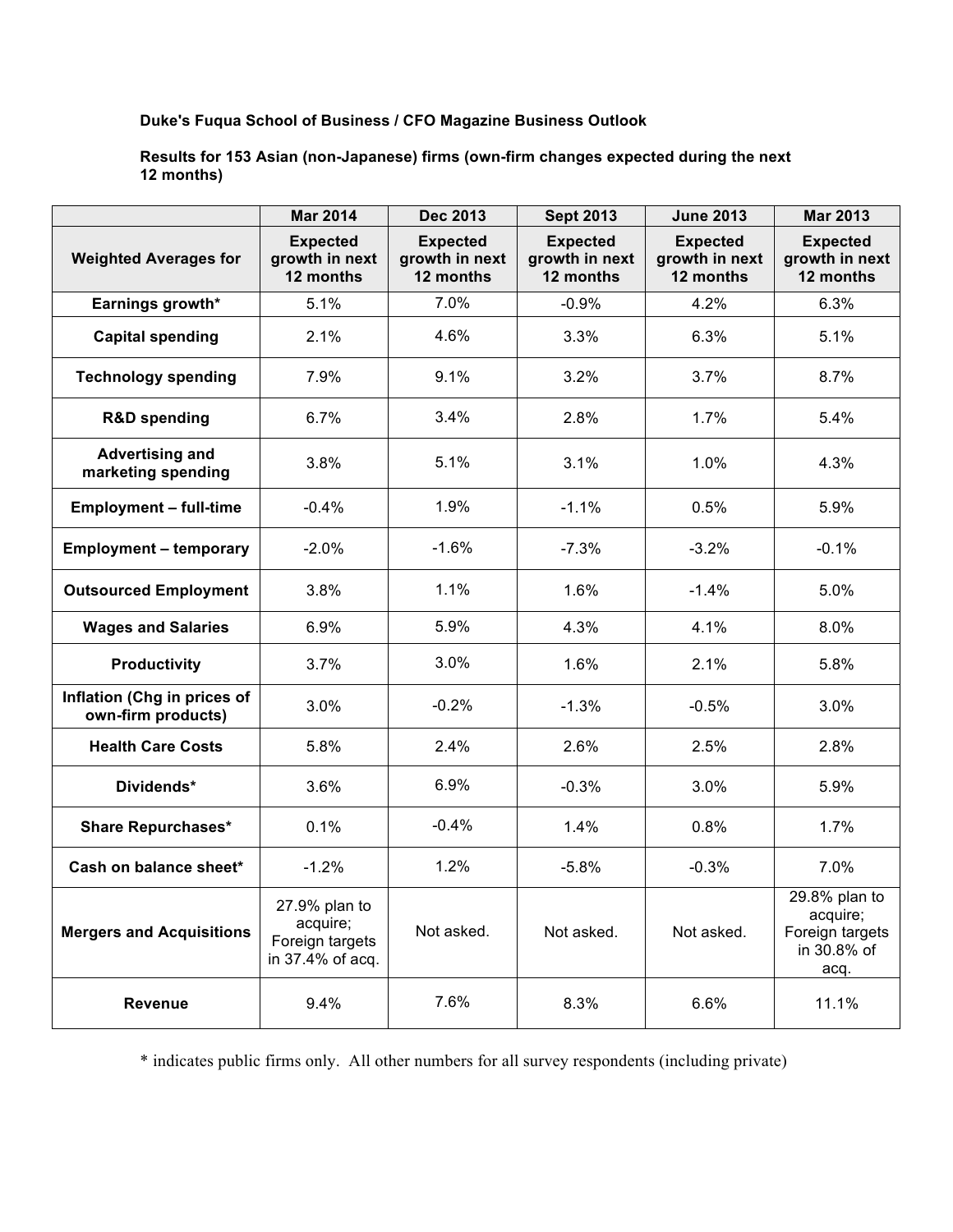**Duke's Fuqua School of Business / CFO Magazine Business Outlook**

**Results for 153 Asian (non-Japanese) firms (own-firm changes expected during the next 12 months)**

| | Mar 2014 | Dec 2013 | Sept 2013 | June 2013 | Mar 2013 |
|---|---|---|---|---|---|
| **Weighted Averages for** | **Expected growth in next 12 months** | **Expected growth in next 12 months** | **Expected growth in next 12 months** | **Expected growth in next 12 months** | **Expected growth in next 12 months** |
| **Earnings growth*** | 5.1% | 7.0% | -0.9% | 4.2% | 6.3% |
| **Capital spending** | 2.1% | 4.6% | 3.3% | 6.3% | 5.1% |
| **Technology spending** | 7.9% | 9.1% | 3.2% | 3.7% | 8.7% |
| **R&D spending** | 6.7% | 3.4% | 2.8% | 1.7% | 5.4% |
| **Advertising and marketing spending** | 3.8% | 5.1% | 3.1% | 1.0% | 4.3% |
| **Employment – full-time** | -0.4% | 1.9% | -1.1% | 0.5% | 5.9% |
| **Employment – temporary** | -2.0% | -1.6% | -7.3% | -3.2% | -0.1% |
| **Outsourced Employment** | 3.8% | 1.1% | 1.6% | -1.4% | 5.0% |
| **Wages and Salaries** | 6.9% | 5.9% | 4.3% | 4.1% | 8.0% |
| **Productivity** | 3.7% | 3.0% | 1.6% | 2.1% | 5.8% |
| **Inflation (Chg in prices of own-firm products)** | 3.0% | -0.2% | -1.3% | -0.5% | 3.0% |
| **Health Care Costs** | 5.8% | 2.4% | 2.6% | 2.5% | 2.8% |
| **Dividends*** | 3.6% | 6.9% | -0.3% | 3.0% | 5.9% |
| **Share Repurchases*** | 0.1% | -0.4% | 1.4% | 0.8% | 1.7% |
| **Cash on balance sheet*** | -1.2% | 1.2% | -5.8% | -0.3% | 7.0% |
| **Mergers and Acquisitions** | 27.9% plan to acquire; Foreign targets in 37.4% of acq. | Not asked. | Not asked. | Not asked. | 29.8% plan to acquire; Foreign targets in 30.8% of acq. |
| **Revenue** | 9.4% | 7.6% | 8.3% | 6.6% | 11.1% |

\* indicates public firms only. All other numbers for all survey respondents (including private)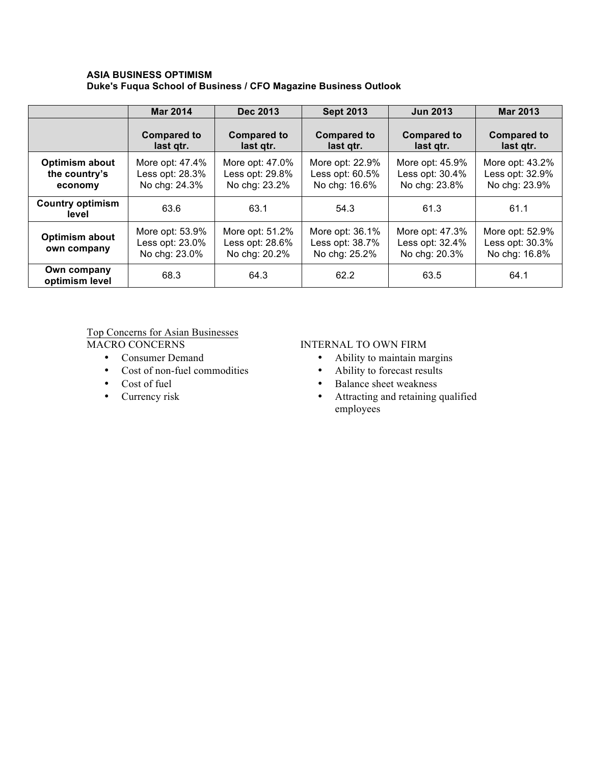**ASIA BUSINESS OPTIMISM**
**Duke's Fuqua School of Business / CFO Magazine Business Outlook**

| | Mar 2014 | Dec 2013 | Sept 2013 | Jun 2013 | Mar 2013 |
|---|---|---|---|---|---|
| | **Compared to last qtr.** | **Compared to last qtr.** | **Compared to last qtr.** | **Compared to last qtr.** | **Compared to last qtr.** |
| **Optimism about the country's economy** | More opt: 47.4%<br>Less opt: 28.3%<br>No chg: 24.3% | More opt: 47.0%<br>Less opt: 29.8%<br>No chg: 23.2% | More opt: 22.9%<br>Less opt: 60.5%<br>No chg: 16.6% | More opt: 45.9%<br>Less opt: 30.4%<br>No chg: 23.8% | More opt: 43.2%<br>Less opt: 32.9%<br>No chg: 23.9% |
| **Country optimism level** | 63.6 | 63.1 | 54.3 | 61.3 | 61.1 |
| **Optimism about own company** | More opt: 53.9%<br>Less opt: 23.0%<br>No chg: 23.0% | More opt: 51.2%<br>Less opt: 28.6%<br>No chg: 20.2% | More opt: 36.1%<br>Less opt: 38.7%<br>No chg: 25.2% | More opt: 47.3%<br>Less opt: 32.4%<br>No chg: 20.3% | More opt: 52.9%<br>Less opt: 30.3%<br>No chg: 16.8% |
| **Own company optimism level** | 68.3 | 64.3 | 62.2 | 63.5 | 64.1 |

Top Concerns for Asian Businesses

MACRO CONCERNS

- Consumer Demand
- Cost of non-fuel commodities
- Cost of fuel
- Currency risk

INTERNAL TO OWN FIRM

- Ability to maintain margins
- Ability to forecast results
- Balance sheet weakness
- Attracting and retaining qualified employees